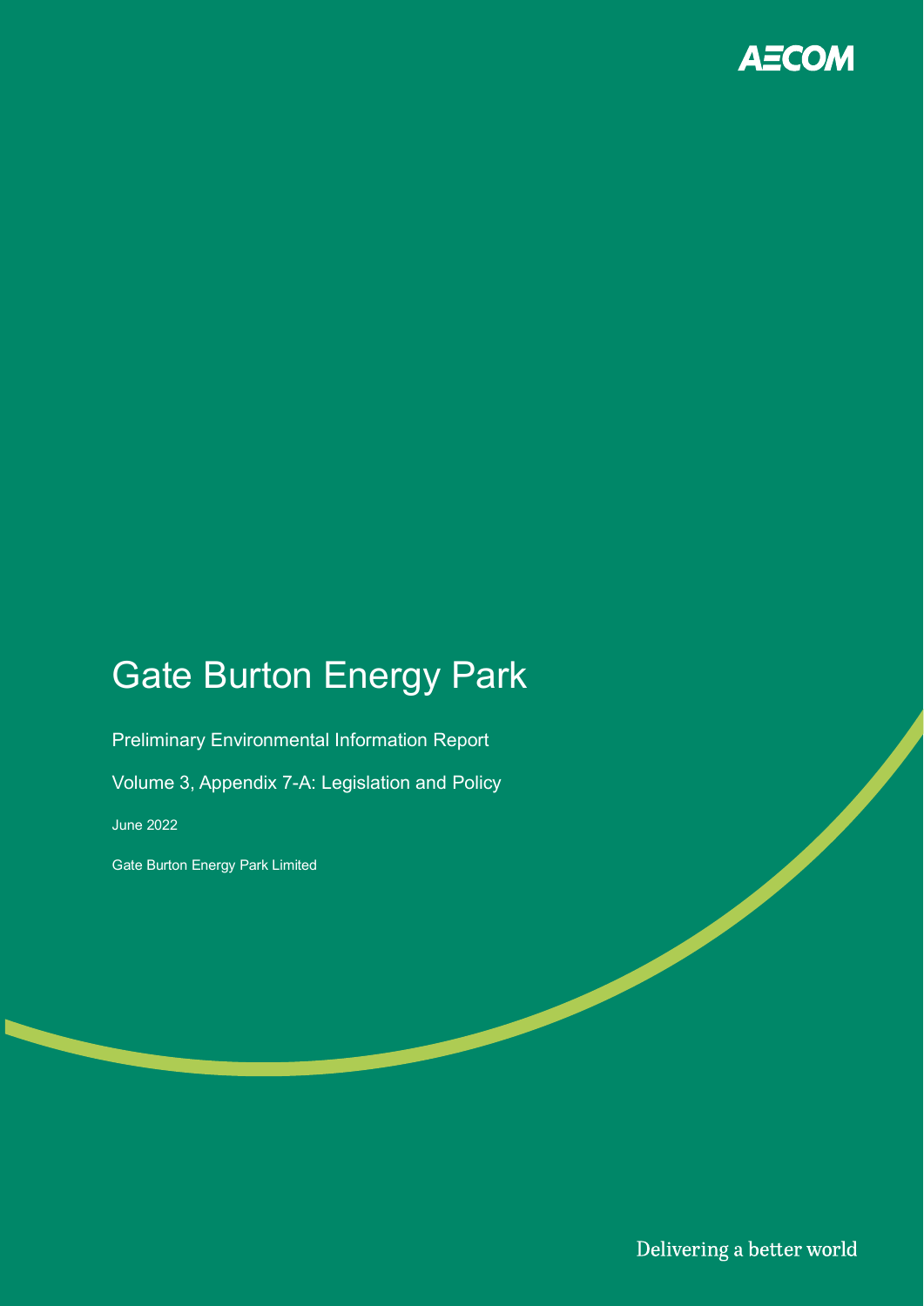AECOM

# Gate Burton Energy Park

Preliminary Environmental Information Report

Volume 3, Appendix 7-A: Legislation and Policy

June 2022

Gate Burton Energy Park Limited

Delivering a better world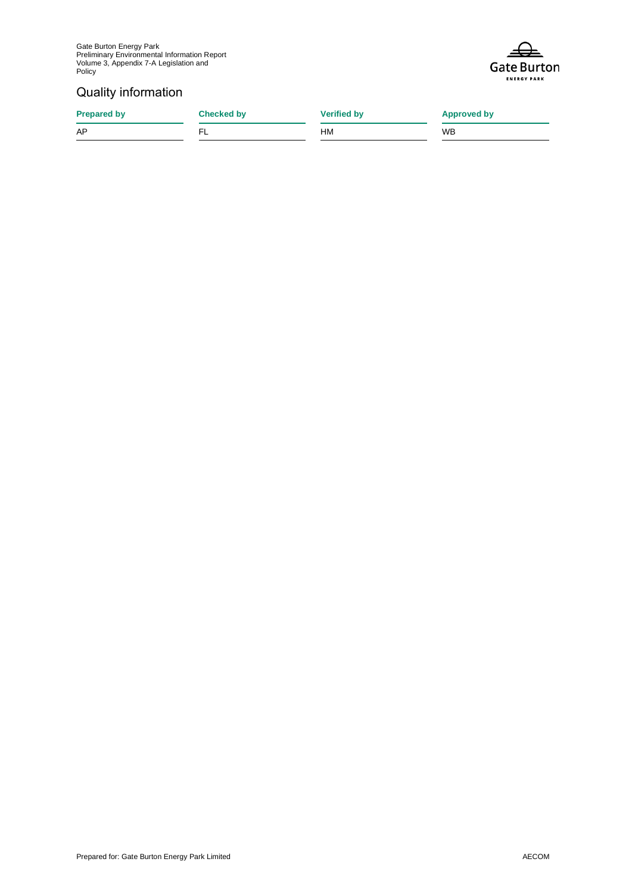## Quality information

| Prepared by | Checked by | Verified by | Approved by |
| --- | --- | --- | --- |
| AP | FL | HM | WB |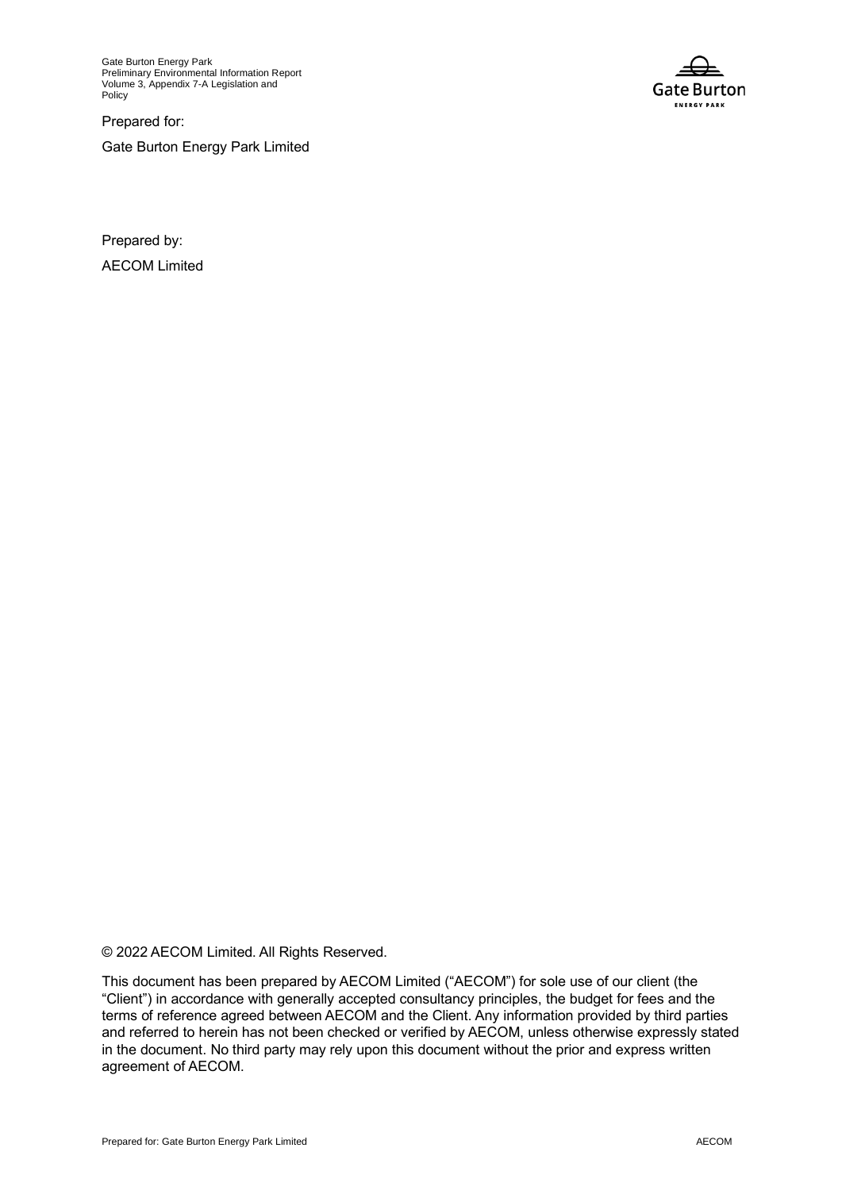Prepared for:

Gate Burton Energy Park Limited

Prepared by:

AECOM Limited

© 2022 AECOM Limited. All Rights Reserved.

This document has been prepared by AECOM Limited ("AECOM") for sole use of our client (the "Client") in accordance with generally accepted consultancy principles, the budget for fees and the terms of reference agreed between AECOM and the Client. Any information provided by third parties and referred to herein has not been checked or verified by AECOM, unless otherwise expressly stated in the document. No third party may rely upon this document without the prior and express written agreement of AECOM.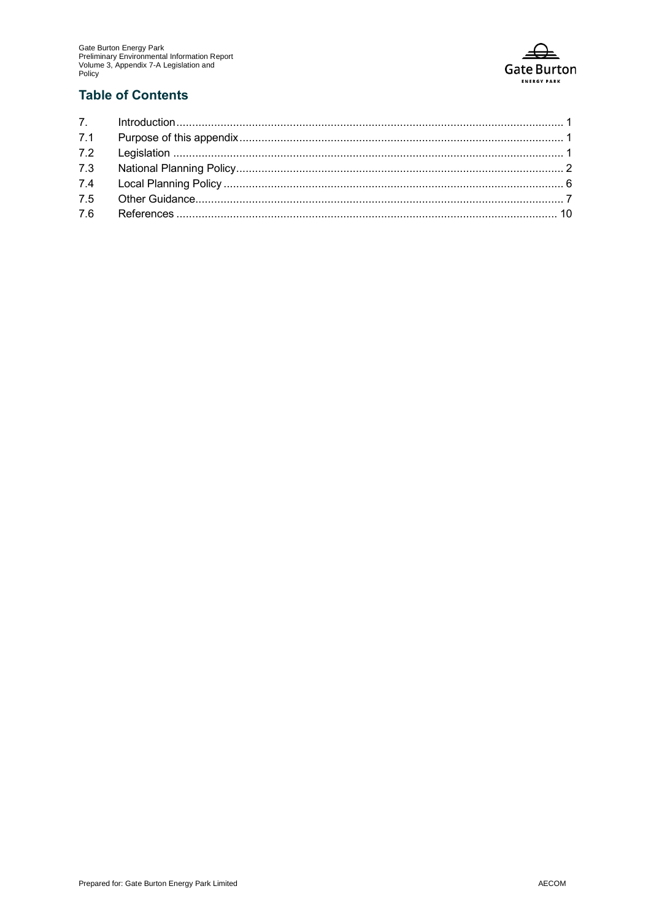## Table of Contents

| | | |
|---|---|---|
| 7. | Introduction | 1 |
| 7.1 | Purpose of this appendix | 1 |
| 7.2 | Legislation | 1 |
| 7.3 | National Planning Policy | 2 |
| 7.4 | Local Planning Policy | 6 |
| 7.5 | Other Guidance | 7 |
| 7.6 | References | 10 |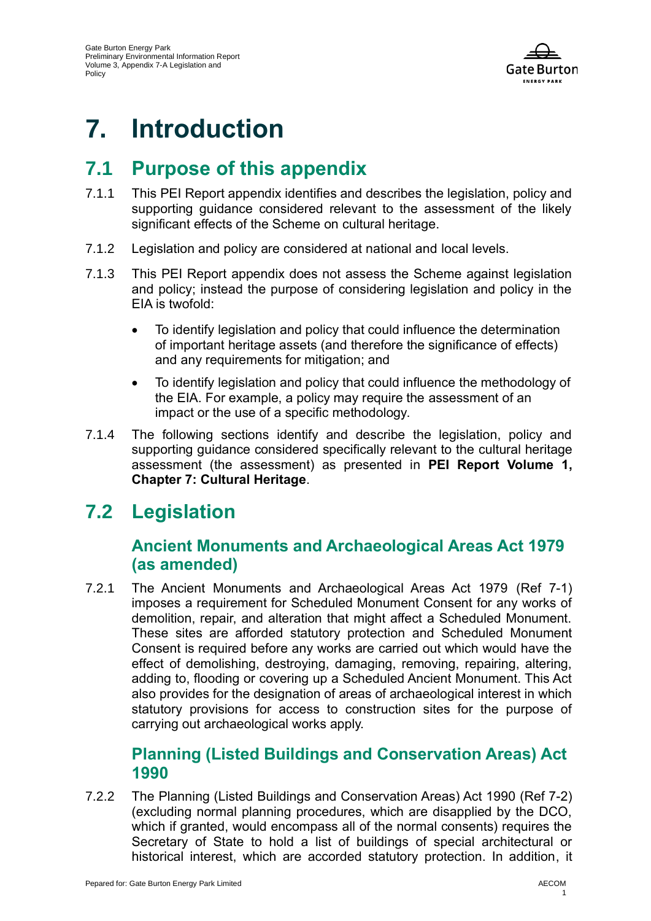# 7. Introduction

## 7.1 Purpose of this appendix

7.1.1 This PEI Report appendix identifies and describes the legislation, policy and supporting guidance considered relevant to the assessment of the likely significant effects of the Scheme on cultural heritage.

7.1.2 Legislation and policy are considered at national and local levels.

7.1.3 This PEI Report appendix does not assess the Scheme against legislation and policy; instead the purpose of considering legislation and policy in the EIA is twofold:

- To identify legislation and policy that could influence the determination of important heritage assets (and therefore the significance of effects) and any requirements for mitigation; and
- To identify legislation and policy that could influence the methodology of the EIA. For example, a policy may require the assessment of an impact or the use of a specific methodology.

7.1.4 The following sections identify and describe the legislation, policy and supporting guidance considered specifically relevant to the cultural heritage assessment (the assessment) as presented in **PEI Report Volume 1, Chapter 7: Cultural Heritage**.

## 7.2 Legislation

### Ancient Monuments and Archaeological Areas Act 1979 (as amended)

7.2.1 The Ancient Monuments and Archaeological Areas Act 1979 (Ref 7-1) imposes a requirement for Scheduled Monument Consent for any works of demolition, repair, and alteration that might affect a Scheduled Monument. These sites are afforded statutory protection and Scheduled Monument Consent is required before any works are carried out which would have the effect of demolishing, destroying, damaging, removing, repairing, altering, adding to, flooding or covering up a Scheduled Ancient Monument. This Act also provides for the designation of areas of archaeological interest in which statutory provisions for access to construction sites for the purpose of carrying out archaeological works apply.

### Planning (Listed Buildings and Conservation Areas) Act 1990

7.2.2 The Planning (Listed Buildings and Conservation Areas) Act 1990 (Ref 7-2) (excluding normal planning procedures, which are disapplied by the DCO, which if granted, would encompass all of the normal consents) requires the Secretary of State to hold a list of buildings of special architectural or historical interest, which are accorded statutory protection. In addition, it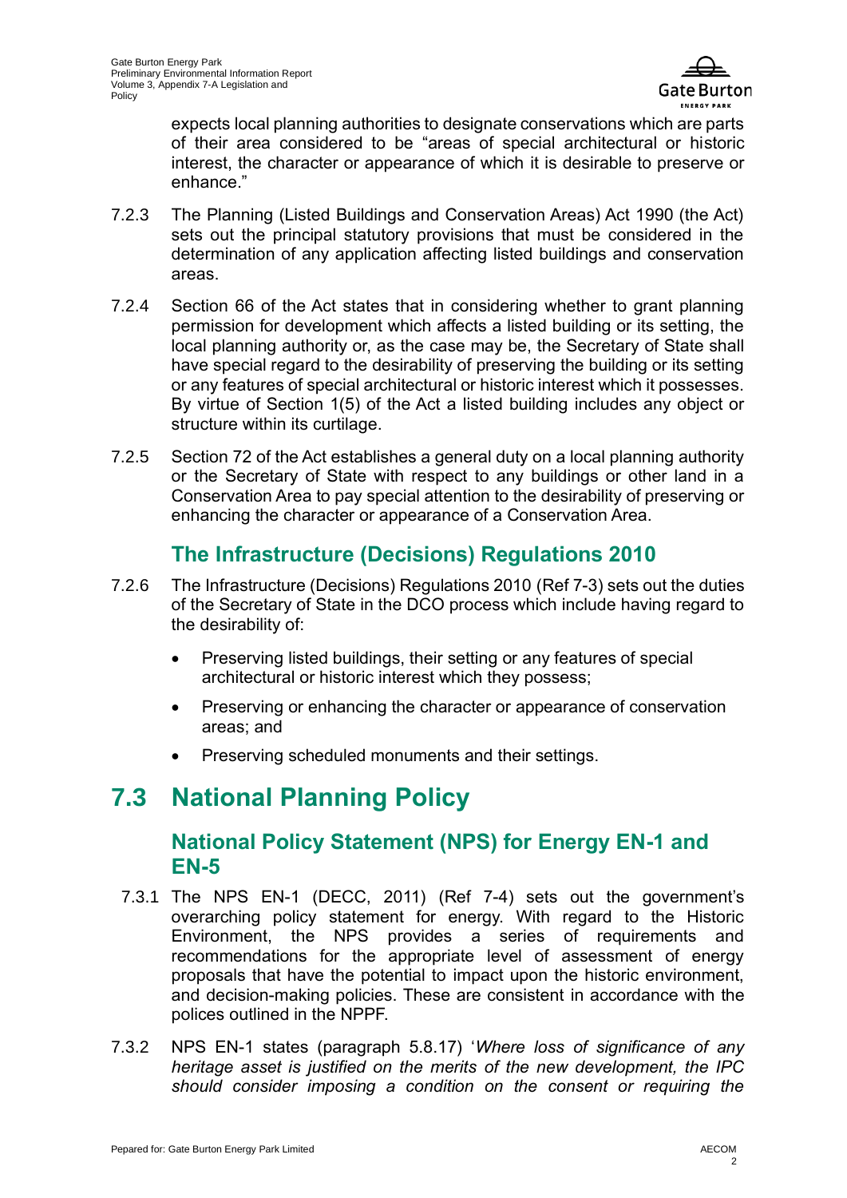expects local planning authorities to designate conservations which are parts of their area considered to be "areas of special architectural or historic interest, the character or appearance of which it is desirable to preserve or enhance."

7.2.3 The Planning (Listed Buildings and Conservation Areas) Act 1990 (the Act) sets out the principal statutory provisions that must be considered in the determination of any application affecting listed buildings and conservation areas.

7.2.4 Section 66 of the Act states that in considering whether to grant planning permission for development which affects a listed building or its setting, the local planning authority or, as the case may be, the Secretary of State shall have special regard to the desirability of preserving the building or its setting or any features of special architectural or historic interest which it possesses. By virtue of Section 1(5) of the Act a listed building includes any object or structure within its curtilage.

7.2.5 Section 72 of the Act establishes a general duty on a local planning authority or the Secretary of State with respect to any buildings or other land in a Conservation Area to pay special attention to the desirability of preserving or enhancing the character or appearance of a Conservation Area.

### The Infrastructure (Decisions) Regulations 2010

7.2.6 The Infrastructure (Decisions) Regulations 2010 (Ref 7-3) sets out the duties of the Secretary of State in the DCO process which include having regard to the desirability of:

- Preserving listed buildings, their setting or any features of special architectural or historic interest which they possess;
- Preserving or enhancing the character or appearance of conservation areas; and
- Preserving scheduled monuments and their settings.

## 7.3 National Planning Policy

### National Policy Statement (NPS) for Energy EN-1 and EN-5

7.3.1 The NPS EN-1 (DECC, 2011) (Ref 7-4) sets out the government's overarching policy statement for energy. With regard to the Historic Environment, the NPS provides a series of requirements and recommendations for the appropriate level of assessment of energy proposals that have the potential to impact upon the historic environment, and decision-making policies. These are consistent in accordance with the polices outlined in the NPPF.

7.3.2 NPS EN-1 states (paragraph 5.8.17) '*Where loss of significance of any heritage asset is justified on the merits of the new development, the IPC should consider imposing a condition on the consent or requiring the*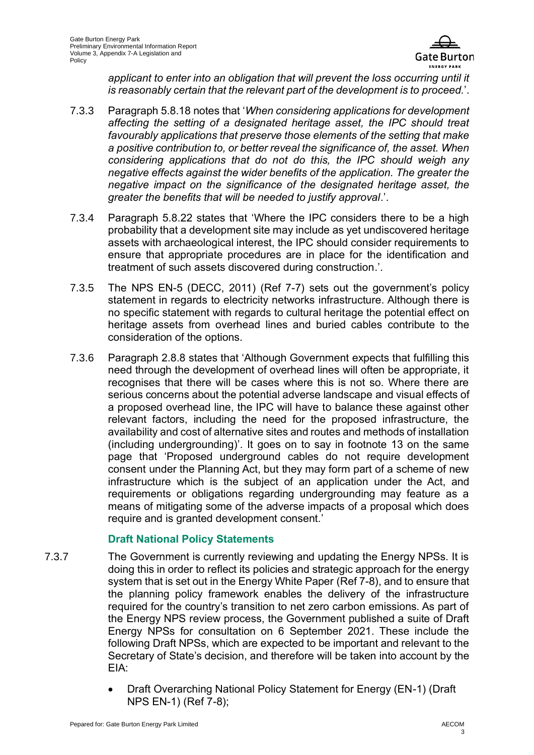*applicant to enter into an obligation that will prevent the loss occurring until it is reasonably certain that the relevant part of the development is to proceed.*'.

7.3.3 Paragraph 5.8.18 notes that '*When considering applications for development affecting the setting of a designated heritage asset, the IPC should treat favourably applications that preserve those elements of the setting that make a positive contribution to, or better reveal the significance of, the asset. When considering applications that do not do this, the IPC should weigh any negative effects against the wider benefits of the application. The greater the negative impact on the significance of the designated heritage asset, the greater the benefits that will be needed to justify approval*.'.

7.3.4 Paragraph 5.8.22 states that 'Where the IPC considers there to be a high probability that a development site may include as yet undiscovered heritage assets with archaeological interest, the IPC should consider requirements to ensure that appropriate procedures are in place for the identification and treatment of such assets discovered during construction.'.

7.3.5 The NPS EN-5 (DECC, 2011) (Ref 7-7) sets out the government's policy statement in regards to electricity networks infrastructure. Although there is no specific statement with regards to cultural heritage the potential effect on heritage assets from overhead lines and buried cables contribute to the consideration of the options.

7.3.6 Paragraph 2.8.8 states that 'Although Government expects that fulfilling this need through the development of overhead lines will often be appropriate, it recognises that there will be cases where this is not so. Where there are serious concerns about the potential adverse landscape and visual effects of a proposed overhead line, the IPC will have to balance these against other relevant factors, including the need for the proposed infrastructure, the availability and cost of alternative sites and routes and methods of installation (including undergrounding)'. It goes on to say in footnote 13 on the same page that 'Proposed underground cables do not require development consent under the Planning Act, but they may form part of a scheme of new infrastructure which is the subject of an application under the Act, and requirements or obligations regarding undergrounding may feature as a means of mitigating some of the adverse impacts of a proposal which does require and is granted development consent.'

### Draft National Policy Statements

7.3.7 The Government is currently reviewing and updating the Energy NPSs. It is doing this in order to reflect its policies and strategic approach for the energy system that is set out in the Energy White Paper (Ref 7-8), and to ensure that the planning policy framework enables the delivery of the infrastructure required for the country's transition to net zero carbon emissions. As part of the Energy NPS review process, the Government published a suite of Draft Energy NPSs for consultation on 6 September 2021. These include the following Draft NPSs, which are expected to be important and relevant to the Secretary of State's decision, and therefore will be taken into account by the EIA:

- Draft Overarching National Policy Statement for Energy (EN-1) (Draft NPS EN-1) (Ref 7-8);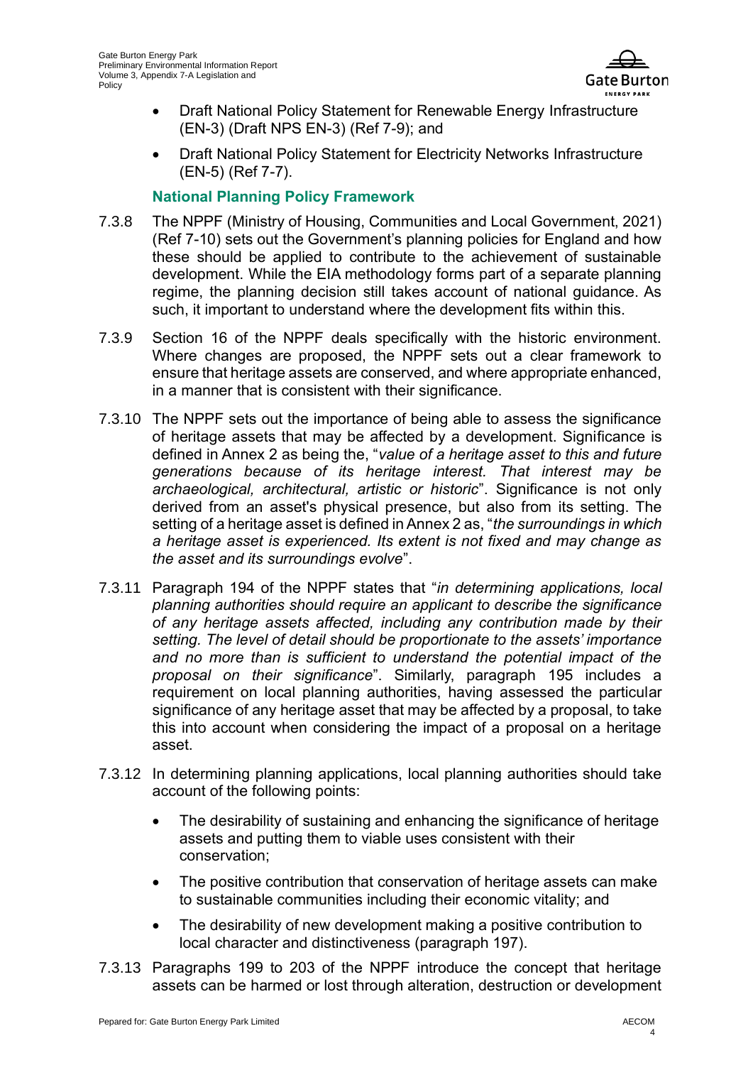- Draft National Policy Statement for Renewable Energy Infrastructure (EN-3) (Draft NPS EN-3) (Ref 7-9); and
- Draft National Policy Statement for Electricity Networks Infrastructure (EN-5) (Ref 7-7).

### National Planning Policy Framework

7.3.8 The NPPF (Ministry of Housing, Communities and Local Government, 2021) (Ref 7-10) sets out the Government's planning policies for England and how these should be applied to contribute to the achievement of sustainable development. While the EIA methodology forms part of a separate planning regime, the planning decision still takes account of national guidance. As such, it important to understand where the development fits within this.

7.3.9 Section 16 of the NPPF deals specifically with the historic environment. Where changes are proposed, the NPPF sets out a clear framework to ensure that heritage assets are conserved, and where appropriate enhanced, in a manner that is consistent with their significance.

7.3.10 The NPPF sets out the importance of being able to assess the significance of heritage assets that may be affected by a development. Significance is defined in Annex 2 as being the, "*value of a heritage asset to this and future generations because of its heritage interest. That interest may be archaeological, architectural, artistic or historic*". Significance is not only derived from an asset's physical presence, but also from its setting. The setting of a heritage asset is defined in Annex 2 as, "*the surroundings in which a heritage asset is experienced. Its extent is not fixed and may change as the asset and its surroundings evolve*".

7.3.11 Paragraph 194 of the NPPF states that "*in determining applications, local planning authorities should require an applicant to describe the significance of any heritage assets affected, including any contribution made by their setting. The level of detail should be proportionate to the assets' importance and no more than is sufficient to understand the potential impact of the proposal on their significance*". Similarly, paragraph 195 includes a requirement on local planning authorities, having assessed the particular significance of any heritage asset that may be affected by a proposal, to take this into account when considering the impact of a proposal on a heritage asset.

7.3.12 In determining planning applications, local planning authorities should take account of the following points:

- The desirability of sustaining and enhancing the significance of heritage assets and putting them to viable uses consistent with their conservation;
- The positive contribution that conservation of heritage assets can make to sustainable communities including their economic vitality; and
- The desirability of new development making a positive contribution to local character and distinctiveness (paragraph 197).

7.3.13 Paragraphs 199 to 203 of the NPPF introduce the concept that heritage assets can be harmed or lost through alteration, destruction or development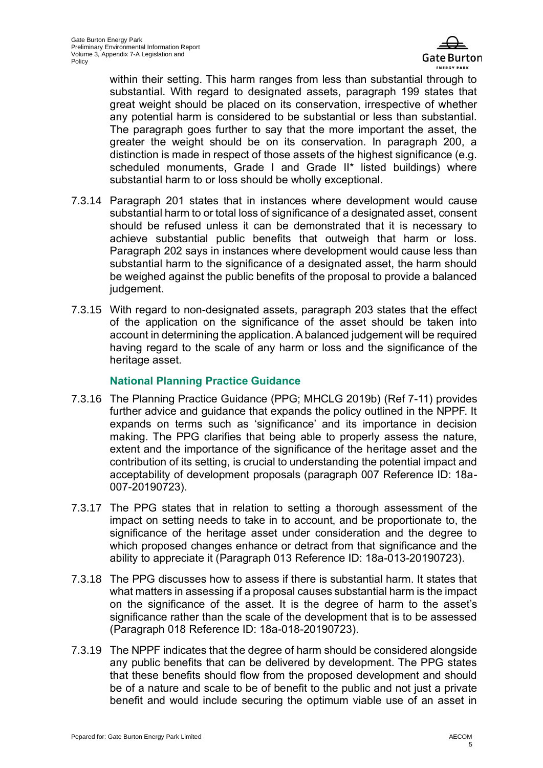within their setting. This harm ranges from less than substantial through to substantial. With regard to designated assets, paragraph 199 states that great weight should be placed on its conservation, irrespective of whether any potential harm is considered to be substantial or less than substantial. The paragraph goes further to say that the more important the asset, the greater the weight should be on its conservation. In paragraph 200, a distinction is made in respect of those assets of the highest significance (e.g. scheduled monuments, Grade I and Grade II* listed buildings) where substantial harm to or loss should be wholly exceptional.

7.3.14 Paragraph 201 states that in instances where development would cause substantial harm to or total loss of significance of a designated asset, consent should be refused unless it can be demonstrated that it is necessary to achieve substantial public benefits that outweigh that harm or loss. Paragraph 202 says in instances where development would cause less than substantial harm to the significance of a designated asset, the harm should be weighed against the public benefits of the proposal to provide a balanced judgement.

7.3.15 With regard to non-designated assets, paragraph 203 states that the effect of the application on the significance of the asset should be taken into account in determining the application. A balanced judgement will be required having regard to the scale of any harm or loss and the significance of the heritage asset.

### National Planning Practice Guidance

7.3.16 The Planning Practice Guidance (PPG; MHCLG 2019b) (Ref 7-11) provides further advice and guidance that expands the policy outlined in the NPPF. It expands on terms such as 'significance' and its importance in decision making. The PPG clarifies that being able to properly assess the nature, extent and the importance of the significance of the heritage asset and the contribution of its setting, is crucial to understanding the potential impact and acceptability of development proposals (paragraph 007 Reference ID: 18a-007-20190723).

7.3.17 The PPG states that in relation to setting a thorough assessment of the impact on setting needs to take in to account, and be proportionate to, the significance of the heritage asset under consideration and the degree to which proposed changes enhance or detract from that significance and the ability to appreciate it (Paragraph 013 Reference ID: 18a-013-20190723).

7.3.18 The PPG discusses how to assess if there is substantial harm. It states that what matters in assessing if a proposal causes substantial harm is the impact on the significance of the asset. It is the degree of harm to the asset's significance rather than the scale of the development that is to be assessed (Paragraph 018 Reference ID: 18a-018-20190723).

7.3.19 The NPPF indicates that the degree of harm should be considered alongside any public benefits that can be delivered by development. The PPG states that these benefits should flow from the proposed development and should be of a nature and scale to be of benefit to the public and not just a private benefit and would include securing the optimum viable use of an asset in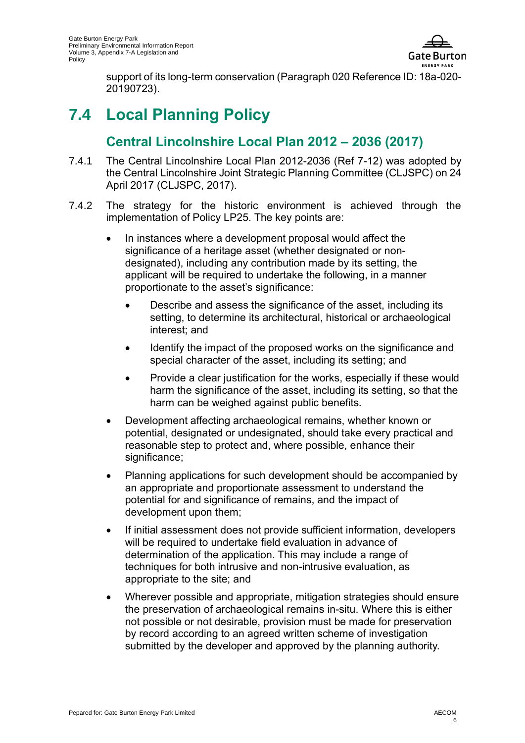support of its long-term conservation (Paragraph 020 Reference ID: 18a-020-20190723).

# 7.4 Local Planning Policy

## Central Lincolnshire Local Plan 2012 – 2036 (2017)

7.4.1 The Central Lincolnshire Local Plan 2012-2036 (Ref 7-12) was adopted by the Central Lincolnshire Joint Strategic Planning Committee (CLJSPC) on 24 April 2017 (CLJSPC, 2017).

7.4.2 The strategy for the historic environment is achieved through the implementation of Policy LP25. The key points are:

- In instances where a development proposal would affect the significance of a heritage asset (whether designated or non-designated), including any contribution made by its setting, the applicant will be required to undertake the following, in a manner proportionate to the asset's significance:
  - Describe and assess the significance of the asset, including its setting, to determine its architectural, historical or archaeological interest; and
  - Identify the impact of the proposed works on the significance and special character of the asset, including its setting; and
  - Provide a clear justification for the works, especially if these would harm the significance of the asset, including its setting, so that the harm can be weighed against public benefits.
- Development affecting archaeological remains, whether known or potential, designated or undesignated, should take every practical and reasonable step to protect and, where possible, enhance their significance;
- Planning applications for such development should be accompanied by an appropriate and proportionate assessment to understand the potential for and significance of remains, and the impact of development upon them;
- If initial assessment does not provide sufficient information, developers will be required to undertake field evaluation in advance of determination of the application. This may include a range of techniques for both intrusive and non-intrusive evaluation, as appropriate to the site; and
- Wherever possible and appropriate, mitigation strategies should ensure the preservation of archaeological remains in-situ. Where this is either not possible or not desirable, provision must be made for preservation by record according to an agreed written scheme of investigation submitted by the developer and approved by the planning authority.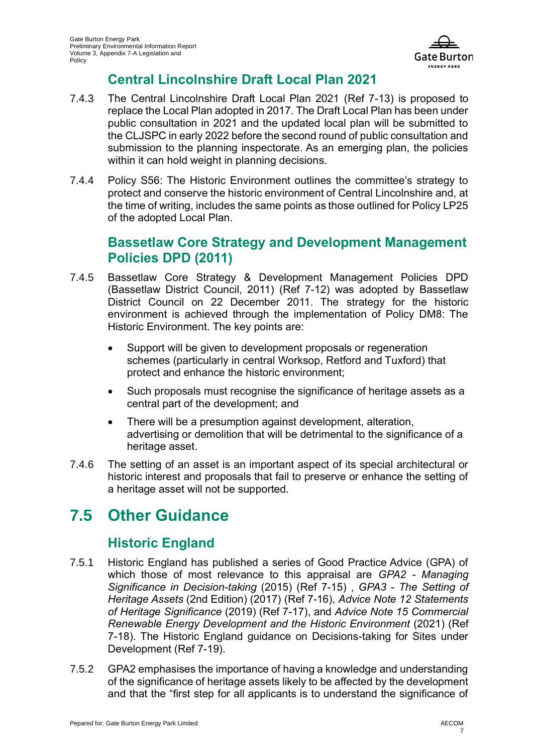### Central Lincolnshire Draft Local Plan 2021

7.4.3 The Central Lincolnshire Draft Local Plan 2021 (Ref 7-13) is proposed to replace the Local Plan adopted in 2017. The Draft Local Plan has been under public consultation in 2021 and the updated local plan will be submitted to the CLJSPC in early 2022 before the second round of public consultation and submission to the planning inspectorate. As an emerging plan, the policies within it can hold weight in planning decisions.

7.4.4 Policy S56: The Historic Environment outlines the committee's strategy to protect and conserve the historic environment of Central Lincolnshire and, at the time of writing, includes the same points as those outlined for Policy LP25 of the adopted Local Plan.

### Bassetlaw Core Strategy and Development Management Policies DPD (2011)

7.4.5 Bassetlaw Core Strategy & Development Management Policies DPD (Bassetlaw District Council, 2011) (Ref 7-12) was adopted by Bassetlaw District Council on 22 December 2011. The strategy for the historic environment is achieved through the implementation of Policy DM8: The Historic Environment. The key points are:

- Support will be given to development proposals or regeneration schemes (particularly in central Worksop, Retford and Tuxford) that protect and enhance the historic environment;
- Such proposals must recognise the significance of heritage assets as a central part of the development; and
- There will be a presumption against development, alteration, advertising or demolition that will be detrimental to the significance of a heritage asset.

7.4.6 The setting of an asset is an important aspect of its special architectural or historic interest and proposals that fail to preserve or enhance the setting of a heritage asset will not be supported.

## 7.5 Other Guidance

### Historic England

7.5.1 Historic England has published a series of Good Practice Advice (GPA) of which those of most relevance to this appraisal are *GPA2 - Managing Significance in Decision-taking* (2015) (Ref 7-15) , *GPA3 - The Setting of Heritage Assets* (2nd Edition) (2017) (Ref 7-16), *Advice Note 12 Statements of Heritage Significance* (2019) (Ref 7-17), and *Advice Note 15 Commercial Renewable Energy Development and the Historic Environment* (2021) (Ref 7-18). The Historic England guidance on Decisions-taking for Sites under Development (Ref 7-19).

7.5.2 GPA2 emphasises the importance of having a knowledge and understanding of the significance of heritage assets likely to be affected by the development and that the "first step for all applicants is to understand the significance of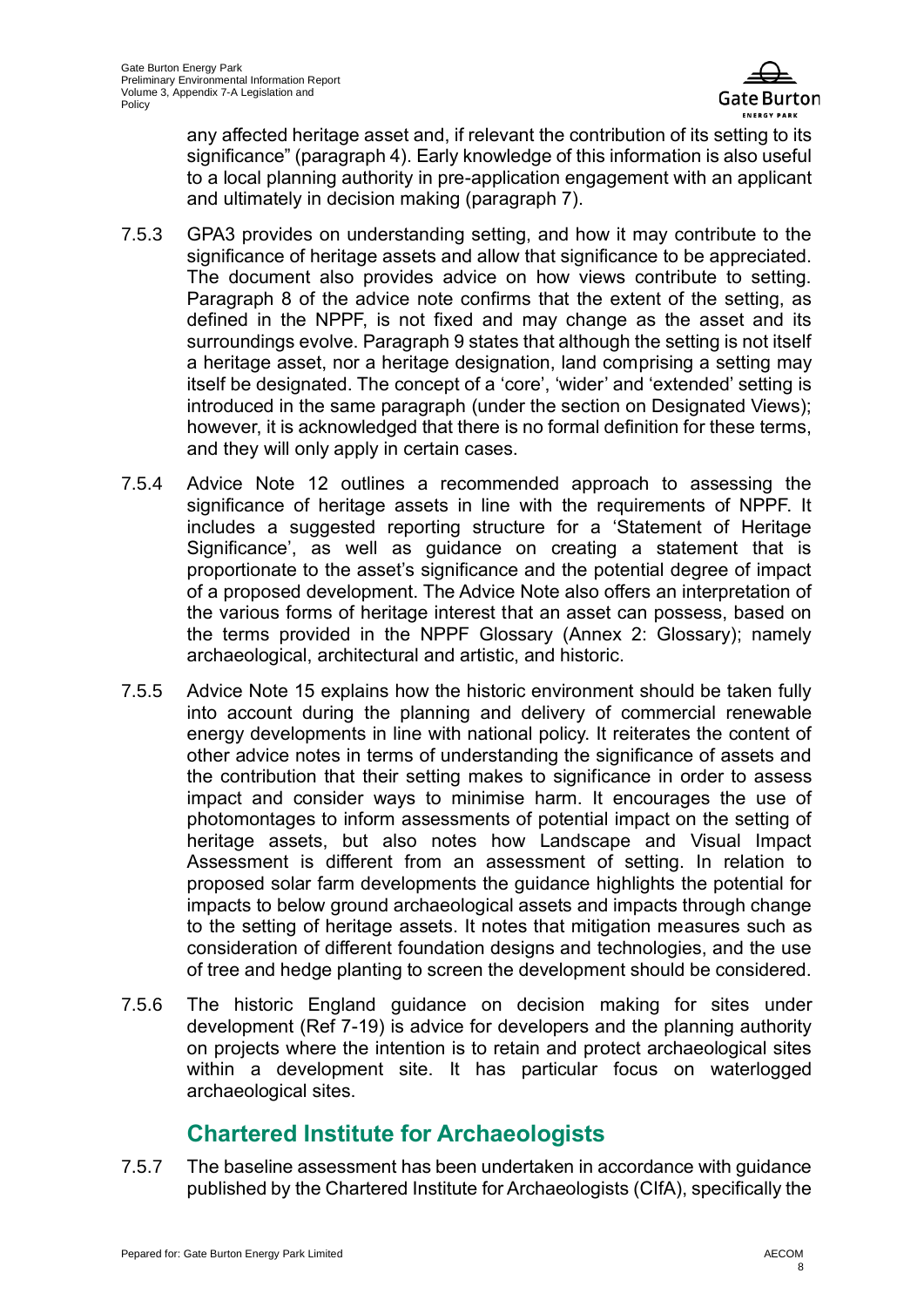any affected heritage asset and, if relevant the contribution of its setting to its significance" (paragraph 4). Early knowledge of this information is also useful to a local planning authority in pre-application engagement with an applicant and ultimately in decision making (paragraph 7).

7.5.3 GPA3 provides on understanding setting, and how it may contribute to the significance of heritage assets and allow that significance to be appreciated. The document also provides advice on how views contribute to setting. Paragraph 8 of the advice note confirms that the extent of the setting, as defined in the NPPF, is not fixed and may change as the asset and its surroundings evolve. Paragraph 9 states that although the setting is not itself a heritage asset, nor a heritage designation, land comprising a setting may itself be designated. The concept of a 'core', 'wider' and 'extended' setting is introduced in the same paragraph (under the section on Designated Views); however, it is acknowledged that there is no formal definition for these terms, and they will only apply in certain cases.

7.5.4 Advice Note 12 outlines a recommended approach to assessing the significance of heritage assets in line with the requirements of NPPF. It includes a suggested reporting structure for a 'Statement of Heritage Significance', as well as guidance on creating a statement that is proportionate to the asset's significance and the potential degree of impact of a proposed development. The Advice Note also offers an interpretation of the various forms of heritage interest that an asset can possess, based on the terms provided in the NPPF Glossary (Annex 2: Glossary); namely archaeological, architectural and artistic, and historic.

7.5.5 Advice Note 15 explains how the historic environment should be taken fully into account during the planning and delivery of commercial renewable energy developments in line with national policy. It reiterates the content of other advice notes in terms of understanding the significance of assets and the contribution that their setting makes to significance in order to assess impact and consider ways to minimise harm. It encourages the use of photomontages to inform assessments of potential impact on the setting of heritage assets, but also notes how Landscape and Visual Impact Assessment is different from an assessment of setting. In relation to proposed solar farm developments the guidance highlights the potential for impacts to below ground archaeological assets and impacts through change to the setting of heritage assets. It notes that mitigation measures such as consideration of different foundation designs and technologies, and the use of tree and hedge planting to screen the development should be considered.

7.5.6 The historic England guidance on decision making for sites under development (Ref 7-19) is advice for developers and the planning authority on projects where the intention is to retain and protect archaeological sites within a development site. It has particular focus on waterlogged archaeological sites.

## Chartered Institute for Archaeologists

7.5.7 The baseline assessment has been undertaken in accordance with guidance published by the Chartered Institute for Archaeologists (CIfA), specifically the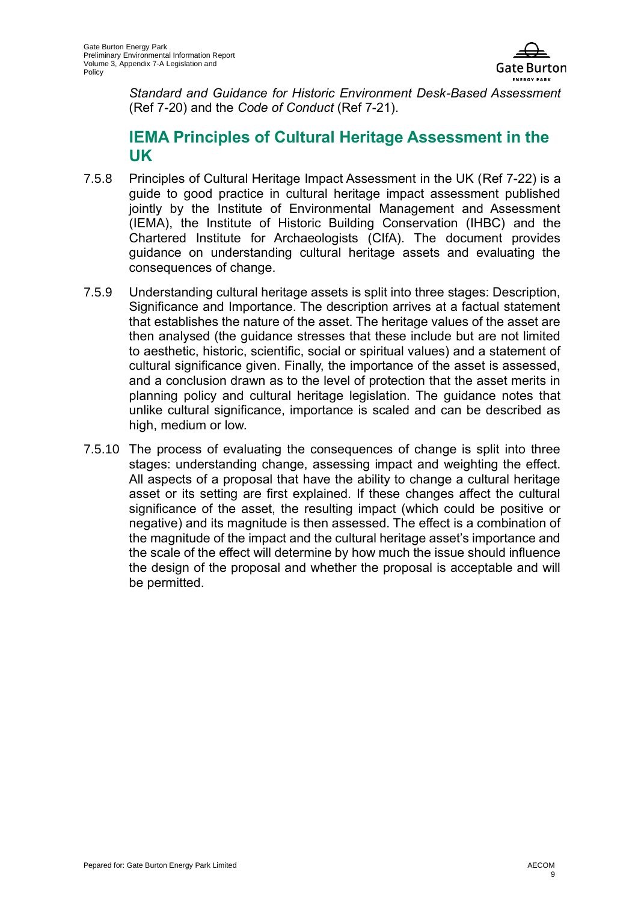*Standard and Guidance for Historic Environment Desk-Based Assessment* (Ref 7-20) and the *Code of Conduct* (Ref 7-21).

## IEMA Principles of Cultural Heritage Assessment in the UK

7.5.8 Principles of Cultural Heritage Impact Assessment in the UK (Ref 7-22) is a guide to good practice in cultural heritage impact assessment published jointly by the Institute of Environmental Management and Assessment (IEMA), the Institute of Historic Building Conservation (IHBC) and the Chartered Institute for Archaeologists (CIfA). The document provides guidance on understanding cultural heritage assets and evaluating the consequences of change.

7.5.9 Understanding cultural heritage assets is split into three stages: Description, Significance and Importance. The description arrives at a factual statement that establishes the nature of the asset. The heritage values of the asset are then analysed (the guidance stresses that these include but are not limited to aesthetic, historic, scientific, social or spiritual values) and a statement of cultural significance given. Finally, the importance of the asset is assessed, and a conclusion drawn as to the level of protection that the asset merits in planning policy and cultural heritage legislation. The guidance notes that unlike cultural significance, importance is scaled and can be described as high, medium or low.

7.5.10 The process of evaluating the consequences of change is split into three stages: understanding change, assessing impact and weighting the effect. All aspects of a proposal that have the ability to change a cultural heritage asset or its setting are first explained. If these changes affect the cultural significance of the asset, the resulting impact (which could be positive or negative) and its magnitude is then assessed. The effect is a combination of the magnitude of the impact and the cultural heritage asset's importance and the scale of the effect will determine by how much the issue should influence the design of the proposal and whether the proposal is acceptable and will be permitted.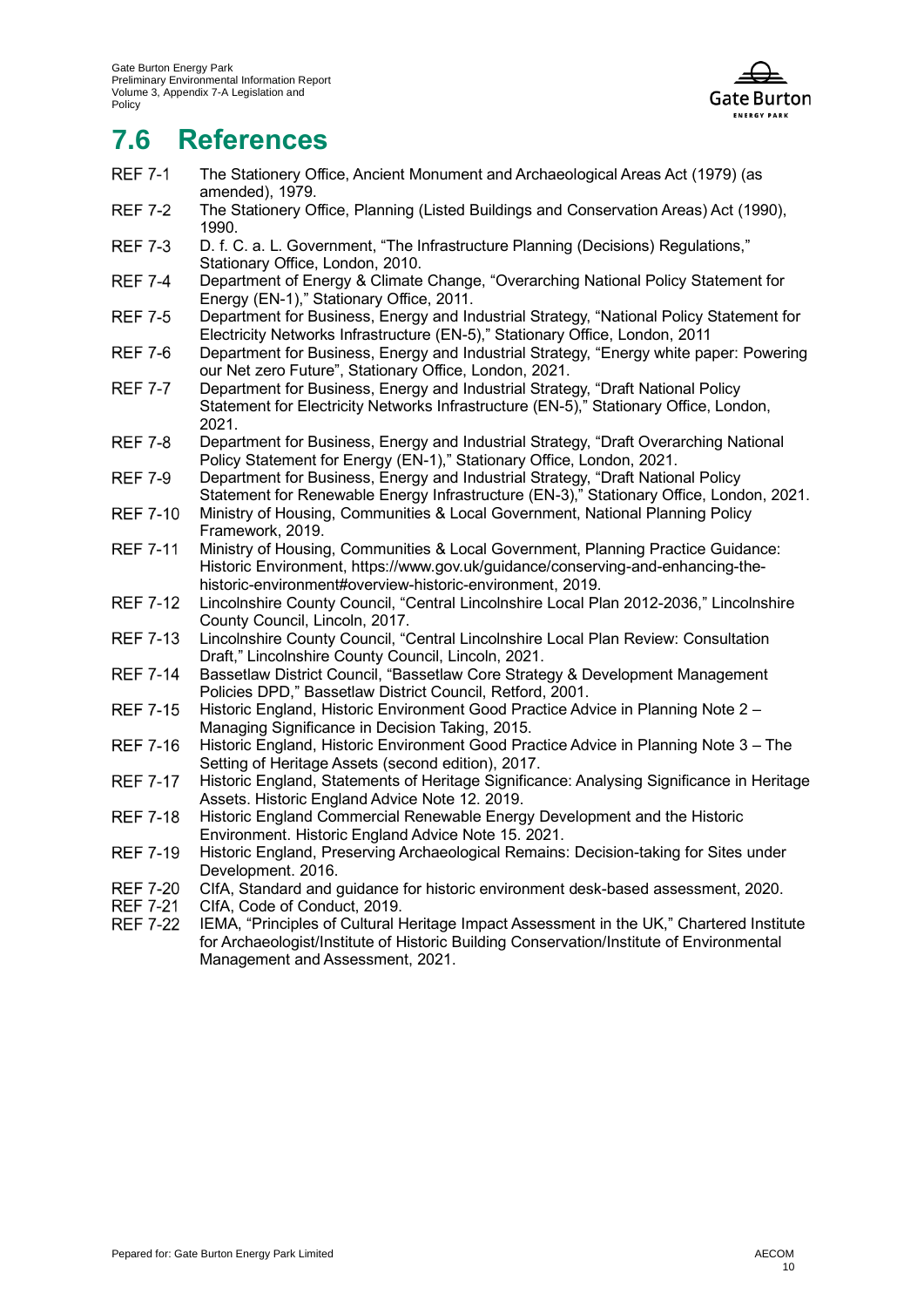# 7.6 References

REF 7-1 The Stationery Office, Ancient Monument and Archaeological Areas Act (1979) (as amended), 1979.

REF 7-2 The Stationery Office, Planning (Listed Buildings and Conservation Areas) Act (1990), 1990.

REF 7-3 D. f. C. a. L. Government, "The Infrastructure Planning (Decisions) Regulations," Stationary Office, London, 2010.

REF 7-4 Department of Energy & Climate Change, "Overarching National Policy Statement for Energy (EN-1)," Stationary Office, 2011.

REF 7-5 Department for Business, Energy and Industrial Strategy, "National Policy Statement for Electricity Networks Infrastructure (EN-5)," Stationary Office, London, 2011

REF 7-6 Department for Business, Energy and Industrial Strategy, "Energy white paper: Powering our Net zero Future", Stationary Office, London, 2021.

REF 7-7 Department for Business, Energy and Industrial Strategy, "Draft National Policy Statement for Electricity Networks Infrastructure (EN-5)," Stationary Office, London, 2021.

REF 7-8 Department for Business, Energy and Industrial Strategy, "Draft Overarching National Policy Statement for Energy (EN-1)," Stationary Office, London, 2021.

REF 7-9 Department for Business, Energy and Industrial Strategy, "Draft National Policy Statement for Renewable Energy Infrastructure (EN-3)," Stationary Office, London, 2021.

REF 7-10 Ministry of Housing, Communities & Local Government, National Planning Policy Framework, 2019.

REF 7-11 Ministry of Housing, Communities & Local Government, Planning Practice Guidance: Historic Environment, https://www.gov.uk/guidance/conserving-and-enhancing-the-historic-environment#overview-historic-environment, 2019.

REF 7-12 Lincolnshire County Council, "Central Lincolnshire Local Plan 2012-2036," Lincolnshire County Council, Lincoln, 2017.

REF 7-13 Lincolnshire County Council, "Central Lincolnshire Local Plan Review: Consultation Draft," Lincolnshire County Council, Lincoln, 2021.

REF 7-14 Bassetlaw District Council, "Bassetlaw Core Strategy & Development Management Policies DPD," Bassetlaw District Council, Retford, 2001.

REF 7-15 Historic England, Historic Environment Good Practice Advice in Planning Note 2 – Managing Significance in Decision Taking, 2015.

REF 7-16 Historic England, Historic Environment Good Practice Advice in Planning Note 3 – The Setting of Heritage Assets (second edition), 2017.

REF 7-17 Historic England, Statements of Heritage Significance: Analysing Significance in Heritage Assets. Historic England Advice Note 12. 2019.

REF 7-18 Historic England Commercial Renewable Energy Development and the Historic Environment. Historic England Advice Note 15. 2021.

REF 7-19 Historic England, Preserving Archaeological Remains: Decision-taking for Sites under Development. 2016.

REF 7-20 CIfA, Standard and guidance for historic environment desk-based assessment, 2020.

REF 7-21 CIfA, Code of Conduct, 2019.

REF 7-22 IEMA, "Principles of Cultural Heritage Impact Assessment in the UK," Chartered Institute for Archaeologist/Institute of Historic Building Conservation/Institute of Environmental Management and Assessment, 2021.